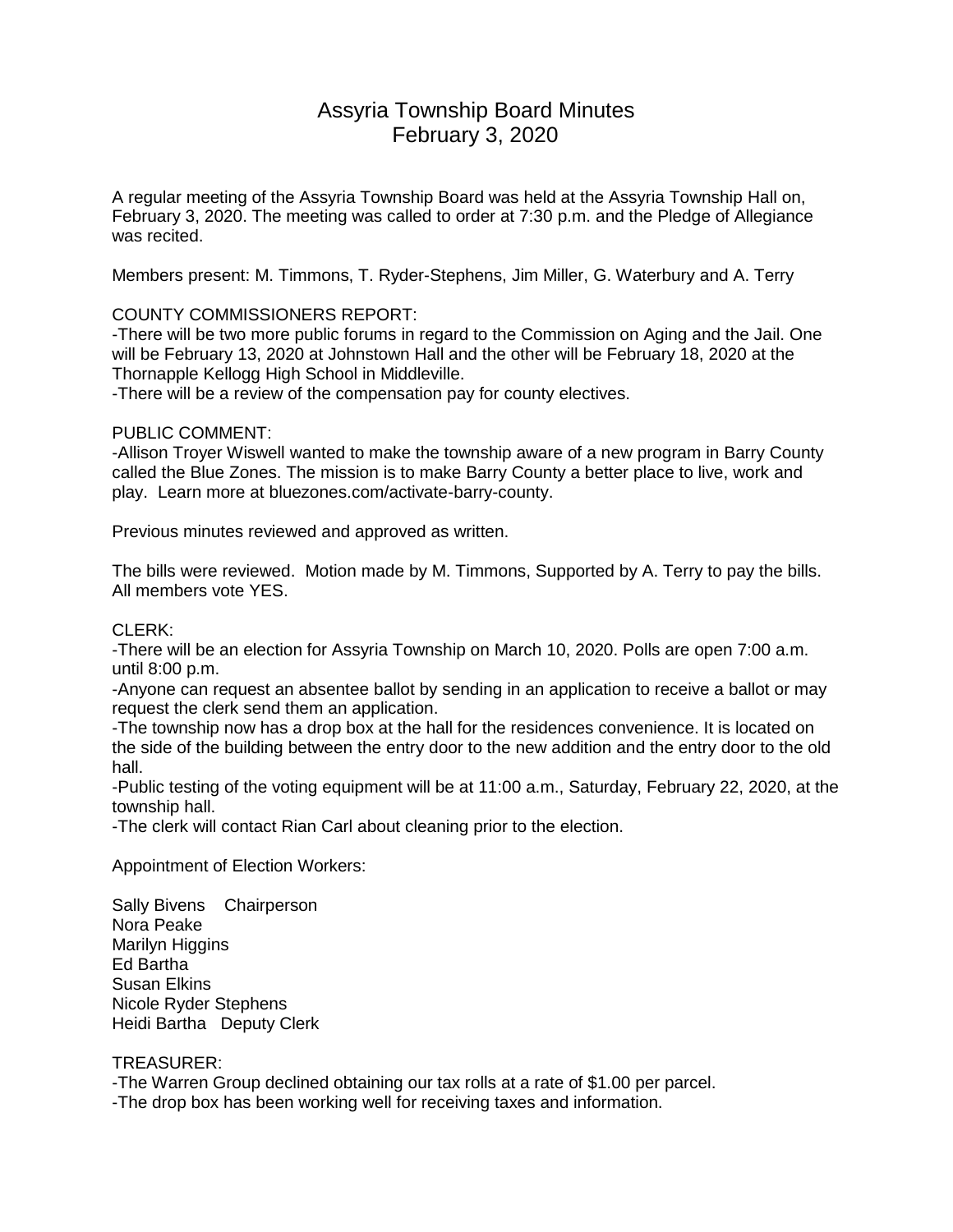# Assyria Township Board Minutes
## February 3, 2020

A regular meeting of the Assyria Township Board was held at the Assyria Township Hall on, February 3, 2020. The meeting was called to order at 7:30 p.m. and the Pledge of Allegiance was recited.

Members present: M. Timmons, T. Ryder-Stephens, Jim Miller, G. Waterbury and A. Terry

COUNTY COMMISSIONERS REPORT:

-There will be two more public forums in regard to the Commission on Aging and the Jail. One will be February 13, 2020 at Johnstown Hall and the other will be February 18, 2020 at the Thornapple Kellogg High School in Middleville.

-There will be a review of the compensation pay for county electives.

PUBLIC COMMENT:

-Allison Troyer Wiswell wanted to make the township aware of a new program in Barry County called the Blue Zones. The mission is to make Barry County a better place to live, work and play. Learn more at bluezones.com/activate-barry-county.

Previous minutes reviewed and approved as written.

The bills were reviewed. Motion made by M. Timmons, Supported by A. Terry to pay the bills. All members vote YES.

CLERK:

-There will be an election for Assyria Township on March 10, 2020. Polls are open 7:00 a.m. until 8:00 p.m.

-Anyone can request an absentee ballot by sending in an application to receive a ballot or may request the clerk send them an application.

-The township now has a drop box at the hall for the residences convenience. It is located on the side of the building between the entry door to the new addition and the entry door to the old hall.

-Public testing of the voting equipment will be at 11:00 a.m., Saturday, February 22, 2020, at the township hall.

-The clerk will contact Rian Carl about cleaning prior to the election.

Appointment of Election Workers:

Sally Bivens Chairperson
Nora Peake
Marilyn Higgins
Ed Bartha
Susan Elkins
Nicole Ryder Stephens
Heidi Bartha Deputy Clerk

TREASURER:

-The Warren Group declined obtaining our tax rolls at a rate of $1.00 per parcel.

-The drop box has been working well for receiving taxes and information.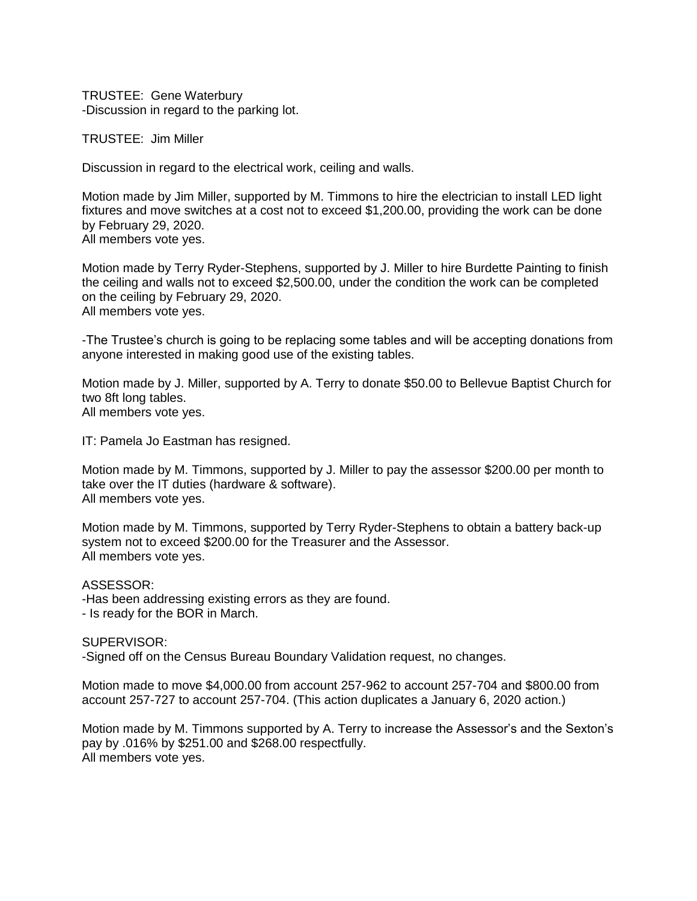TRUSTEE: Gene Waterbury
-Discussion in regard to the parking lot.

TRUSTEE: Jim Miller

Discussion in regard to the electrical work, ceiling and walls.

Motion made by Jim Miller, supported by M. Timmons to hire the electrician to install LED light fixtures and move switches at a cost not to exceed $1,200.00, providing the work can be done by February 29, 2020.
All members vote yes.

Motion made by Terry Ryder-Stephens, supported by J. Miller to hire Burdette Painting to finish the ceiling and walls not to exceed $2,500.00, under the condition the work can be completed on the ceiling by February 29, 2020.
All members vote yes.

-The Trustee's church is going to be replacing some tables and will be accepting donations from anyone interested in making good use of the existing tables.

Motion made by J. Miller, supported by A. Terry to donate $50.00 to Bellevue Baptist Church for two 8ft long tables.
All members vote yes.

IT: Pamela Jo Eastman has resigned.

Motion made by M. Timmons, supported by J. Miller to pay the assessor $200.00 per month to take over the IT duties (hardware & software).
All members vote yes.

Motion made by M. Timmons, supported by Terry Ryder-Stephens to obtain a battery back-up system not to exceed $200.00 for the Treasurer and the Assessor.
All members vote yes.

ASSESSOR:
-Has been addressing existing errors as they are found.
- Is ready for the BOR in March.

SUPERVISOR:
-Signed off on the Census Bureau Boundary Validation request, no changes.

Motion made to move $4,000.00 from account 257-962 to account 257-704 and $800.00 from account 257-727 to account 257-704. (This action duplicates a January 6, 2020 action.)

Motion made by M. Timmons supported by A. Terry to increase the Assessor's and the Sexton's pay by .016% by $251.00 and $268.00 respectfully.
All members vote yes.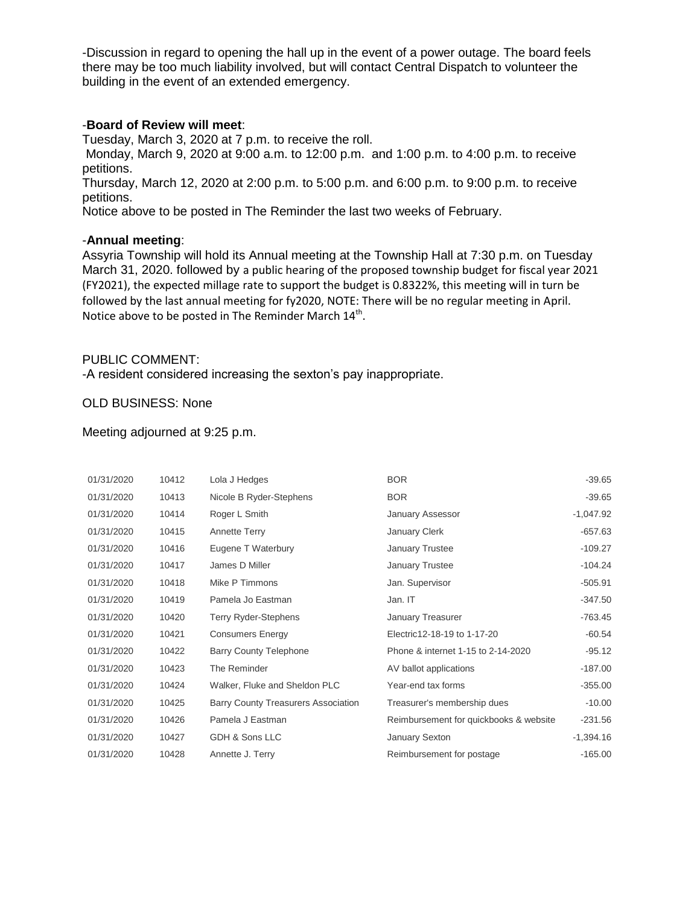-Discussion in regard to opening the hall up in the event of a power outage. The board feels there may be too much liability involved, but will contact Central Dispatch to volunteer the building in the event of an extended emergency.

-**Board of Review will meet**:

Tuesday, March 3, 2020 at 7 p.m. to receive the roll.

Monday, March 9, 2020 at 9:00 a.m. to 12:00 p.m. and 1:00 p.m. to 4:00 p.m. to receive petitions.

Thursday, March 12, 2020 at 2:00 p.m. to 5:00 p.m. and 6:00 p.m. to 9:00 p.m. to receive petitions.

Notice above to be posted in The Reminder the last two weeks of February.

-**Annual meeting**:

Assyria Township will hold its Annual meeting at the Township Hall at 7:30 p.m. on Tuesday March 31, 2020. followed by a public hearing of the proposed township budget for fiscal year 2021 (FY2021), the expected millage rate to support the budget is 0.8322%, this meeting will in turn be followed by the last annual meeting for fy2020, NOTE: There will be no regular meeting in April. Notice above to be posted in The Reminder March 14th.

PUBLIC COMMENT:

-A resident considered increasing the sexton's pay inappropriate.

OLD BUSINESS: None

Meeting adjourned at 9:25 p.m.

| | | | | |
|---|---|---|---|---|
| 01/31/2020 | 10412 | Lola J Hedges | BOR | -39.65 |
| 01/31/2020 | 10413 | Nicole B Ryder-Stephens | BOR | -39.65 |
| 01/31/2020 | 10414 | Roger L Smith | January Assessor | -1,047.92 |
| 01/31/2020 | 10415 | Annette Terry | January Clerk | -657.63 |
| 01/31/2020 | 10416 | Eugene T Waterbury | January Trustee | -109.27 |
| 01/31/2020 | 10417 | James D Miller | January Trustee | -104.24 |
| 01/31/2020 | 10418 | Mike P Timmons | Jan. Supervisor | -505.91 |
| 01/31/2020 | 10419 | Pamela Jo Eastman | Jan. IT | -347.50 |
| 01/31/2020 | 10420 | Terry Ryder-Stephens | January Treasurer | -763.45 |
| 01/31/2020 | 10421 | Consumers Energy | Electric12-18-19 to 1-17-20 | -60.54 |
| 01/31/2020 | 10422 | Barry County Telephone | Phone & internet 1-15 to 2-14-2020 | -95.12 |
| 01/31/2020 | 10423 | The Reminder | AV ballot applications | -187.00 |
| 01/31/2020 | 10424 | Walker, Fluke and Sheldon PLC | Year-end tax forms | -355.00 |
| 01/31/2020 | 10425 | Barry County Treasurers Association | Treasurer's membership dues | -10.00 |
| 01/31/2020 | 10426 | Pamela J Eastman | Reimbursement for quickbooks & website | -231.56 |
| 01/31/2020 | 10427 | GDH & Sons LLC | January Sexton | -1,394.16 |
| 01/31/2020 | 10428 | Annette J. Terry | Reimbursement for postage | -165.00 |